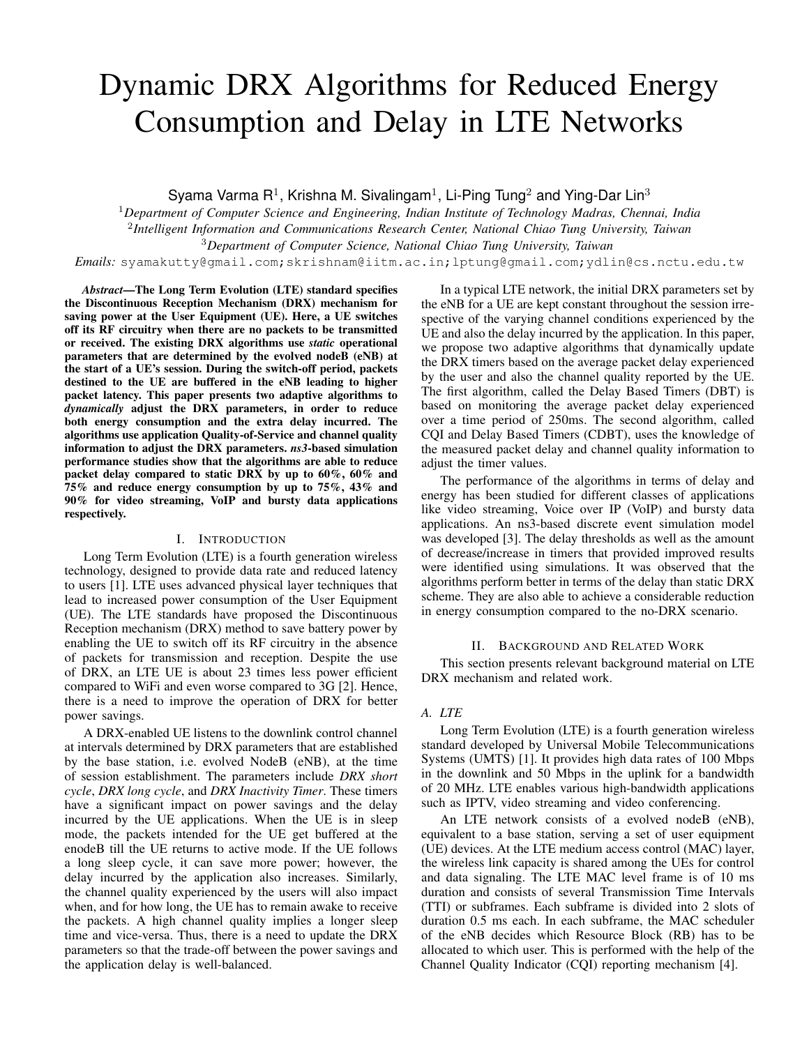# Dynamic DRX Algorithms for Reduced Energy Consumption and Delay in LTE Networks

Syama Varma R[1], Krishna M. Sivalingam[1], Li-Ping Tung[2] and Ying-Dar Lin[3]

[1]*Department of Computer Science and Engineering, Indian Institute of Technology Madras, Chennai, India*
[2]*Intelligent Information and Communications Research Center, National Chiao Tung University, Taiwan*
[3]*Department of Computer Science, National Chiao Tung University, Taiwan*
*Emails:* syamakutty@gmail.com;skrishnam@iitm.ac.in;lptung@gmail.com;ydlin@cs.nctu.edu.tw

***Abstract*—The Long Term Evolution (LTE) standard specifies the Discontinuous Reception Mechanism (DRX) mechanism for saving power at the User Equipment (UE). Here, a UE switches off its RF circuitry when there are no packets to be transmitted or received. The existing DRX algorithms use *static* operational parameters that are determined by the evolved nodeB (eNB) at the start of a UE's session. During the switch-off period, packets destined to the UE are buffered in the eNB leading to higher packet latency. This paper presents two adaptive algorithms to *dynamically* adjust the DRX parameters, in order to reduce both energy consumption and the extra delay incurred. The algorithms use application Quality-of-Service and channel quality information to adjust the DRX parameters. *ns3*-based simulation performance studies show that the algorithms are able to reduce packet delay compared to static DRX by up to 60%, 60% and 75% and reduce energy consumption by up to 75%, 43% and 90% for video streaming, VoIP and bursty data applications respectively.**

## I. Introduction

Long Term Evolution (LTE) is a fourth generation wireless technology, designed to provide data rate and reduced latency to users [1]. LTE uses advanced physical layer techniques that lead to increased power consumption of the User Equipment (UE). The LTE standards have proposed the Discontinuous Reception mechanism (DRX) method to save battery power by enabling the UE to switch off its RF circuitry in the absence of packets for transmission and reception. Despite the use of DRX, an LTE UE is about 23 times less power efficient compared to WiFi and even worse compared to 3G [2]. Hence, there is a need to improve the operation of DRX for better power savings.

A DRX-enabled UE listens to the downlink control channel at intervals determined by DRX parameters that are established by the base station, i.e. evolved NodeB (eNB), at the time of session establishment. The parameters include *DRX short cycle*, *DRX long cycle*, and *DRX Inactivity Timer*. These timers have a significant impact on power savings and the delay incurred by the UE applications. When the UE is in sleep mode, the packets intended for the UE get buffered at the enodeB till the UE returns to active mode. If the UE follows a long sleep cycle, it can save more power; however, the delay incurred by the application also increases. Similarly, the channel quality experienced by the users will also impact when, and for how long, the UE has to remain awake to receive the packets. A high channel quality implies a longer sleep time and vice-versa. Thus, there is a need to update the DRX parameters so that the trade-off between the power savings and the application delay is well-balanced.

In a typical LTE network, the initial DRX parameters set by the eNB for a UE are kept constant throughout the session irrespective of the varying channel conditions experienced by the UE and also the delay incurred by the application. In this paper, we propose two adaptive algorithms that dynamically update the DRX timers based on the average packet delay experienced by the user and also the channel quality reported by the UE. The first algorithm, called the Delay Based Timers (DBT) is based on monitoring the average packet delay experienced over a time period of 250ms. The second algorithm, called CQI and Delay Based Timers (CDBT), uses the knowledge of the measured packet delay and channel quality information to adjust the timer values.

The performance of the algorithms in terms of delay and energy has been studied for different classes of applications like video streaming, Voice over IP (VoIP) and bursty data applications. An ns3-based discrete event simulation model was developed [3]. The delay thresholds as well as the amount of decrease/increase in timers that provided improved results were identified using simulations. It was observed that the algorithms perform better in terms of the delay than static DRX scheme. They are also able to achieve a considerable reduction in energy consumption compared to the no-DRX scenario.

## II. Background and Related Work

This section presents relevant background material on LTE DRX mechanism and related work.

### A. LTE

Long Term Evolution (LTE) is a fourth generation wireless standard developed by Universal Mobile Telecommunications Systems (UMTS) [1]. It provides high data rates of 100 Mbps in the downlink and 50 Mbps in the uplink for a bandwidth of 20 MHz. LTE enables various high-bandwidth applications such as IPTV, video streaming and video conferencing.

An LTE network consists of a evolved nodeB (eNB), equivalent to a base station, serving a set of user equipment (UE) devices. At the LTE medium access control (MAC) layer, the wireless link capacity is shared among the UEs for control and data signaling. The LTE MAC level frame is of 10 ms duration and consists of several Transmission Time Intervals (TTI) or subframes. Each subframe is divided into 2 slots of duration 0.5 ms each. In each subframe, the MAC scheduler of the eNB decides which Resource Block (RB) has to be allocated to which user. This is performed with the help of the Channel Quality Indicator (CQI) reporting mechanism [4].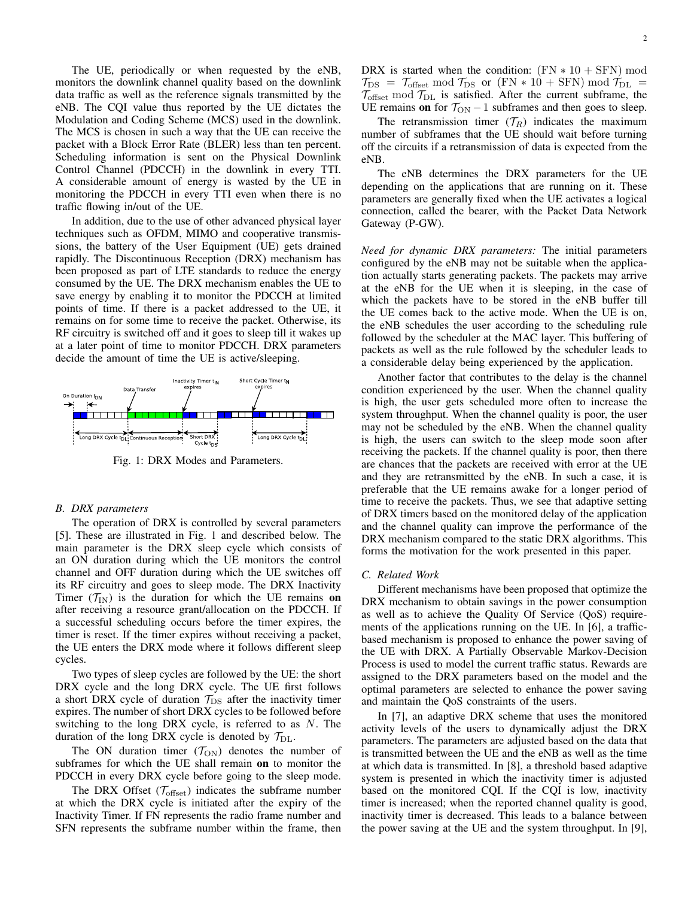The UE, periodically or when requested by the eNB, monitors the downlink channel quality based on the downlink data traffic as well as the reference signals transmitted by the eNB. The CQI value thus reported by the UE dictates the Modulation and Coding Scheme (MCS) used in the downlink. The MCS is chosen in such a way that the UE can receive the packet with a Block Error Rate (BLER) less than ten percent. Scheduling information is sent on the Physical Downlink Control Channel (PDCCH) in the downlink in every TTI. A considerable amount of energy is wasted by the UE in monitoring the PDCCH in every TTI even when there is no traffic flowing in/out of the UE.

In addition, due to the use of other advanced physical layer techniques such as OFDM, MIMO and cooperative transmissions, the battery of the User Equipment (UE) gets drained rapidly. The Discontinuous Reception (DRX) mechanism has been proposed as part of LTE standards to reduce the energy consumed by the UE. The DRX mechanism enables the UE to save energy by enabling it to monitor the PDCCH at limited points of time. If there is a packet addressed to the UE, it remains on for some time to receive the packet. Otherwise, its RF circuitry is switched off and it goes to sleep till it wakes up at a later point of time to monitor PDCCH. DRX parameters decide the amount of time the UE is active/sleeping.

On Duration $t_{ON}$

Data Transfer

Inactivity Timer $t_{IN}$ expires

Short Cycle Timer $t_N$ expires

Long DRX Cycle $t_{DL}$

Continuous Reception

Short DRX Cycle $t_{DS}$

Long DRX Cycle $t_{DL}$

Fig. 1: DRX Modes and Parameters.

### B. DRX parameters

The operation of DRX is controlled by several parameters [5]. These are illustrated in Fig. 1 and described below. The main parameter is the DRX sleep cycle which consists of an ON duration during which the UE monitors the control channel and OFF duration during which the UE switches off its RF circuitry and goes to sleep mode. The DRX Inactivity Timer ($\mathcal{T}_{\mathrm{IN}}$) is the duration for which the UE remains **on** after receiving a resource grant/allocation on the PDCCH. If a successful scheduling occurs before the timer expires, the timer is reset. If the timer expires without receiving a packet, the UE enters the DRX mode where it follows different sleep cycles.

Two types of sleep cycles are followed by the UE: the short DRX cycle and the long DRX cycle. The UE first follows a short DRX cycle of duration $\mathcal{T}_{\mathrm{DS}}$ after the inactivity timer expires. The number of short DRX cycles to be followed before switching to the long DRX cycle, is referred to as $N$. The duration of the long DRX cycle is denoted by $\mathcal{T}_{\mathrm{DL}}$.

The ON duration timer ($\mathcal{T}_{\mathrm{ON}}$) denotes the number of subframes for which the UE shall remain **on** to monitor the PDCCH in every DRX cycle before going to the sleep mode.

The DRX Offset ($\mathcal{T}_{\mathrm{offset}}$) indicates the subframe number at which the DRX cycle is initiated after the expiry of the Inactivity Timer. If FN represents the radio frame number and SFN represents the subframe number within the frame, then DRX is started when the condition: $(\mathrm{FN} * 10 + \mathrm{SFN}) \bmod \mathcal{T}_{\mathrm{DS}} = \mathcal{T}_{\mathrm{offset}} \bmod \mathcal{T}_{\mathrm{DS}}$ or $(\mathrm{FN} * 10 + \mathrm{SFN}) \bmod \mathcal{T}_{\mathrm{DL}} = \mathcal{T}_{\mathrm{offset}} \bmod \mathcal{T}_{\mathrm{DL}}$ is satisfied. After the current subframe, the UE remains **on** for $\mathcal{T}_{\mathrm{ON}} - 1$ subframes and then goes to sleep.

The retransmission timer ($\mathcal{T}_R$) indicates the maximum number of subframes that the UE should wait before turning off the circuits if a retransmission of data is expected from the eNB.

The eNB determines the DRX parameters for the UE depending on the applications that are running on it. These parameters are generally fixed when the UE activates a logical connection, called the bearer, with the Packet Data Network Gateway (P-GW).

*Need for dynamic DRX parameters:* The initial parameters configured by the eNB may not be suitable when the application actually starts generating packets. The packets may arrive at the eNB for the UE when it is sleeping, in the case of which the packets have to be stored in the eNB buffer till the UE comes back to the active mode. When the UE is on, the eNB schedules the user according to the scheduling rule followed by the scheduler at the MAC layer. This buffering of packets as well as the rule followed by the scheduler leads to a considerable delay being experienced by the application.

Another factor that contributes to the delay is the channel condition experienced by the user. When the channel quality is high, the user gets scheduled more often to increase the system throughput. When the channel quality is poor, the user may not be scheduled by the eNB. When the channel quality is high, the users can switch to the sleep mode soon after receiving the packets. If the channel quality is poor, then there are chances that the packets are received with error at the UE and they are retransmitted by the eNB. In such a case, it is preferable that the UE remains awake for a longer period of time to receive the packets. Thus, we see that adaptive setting of DRX timers based on the monitored delay of the application and the channel quality can improve the performance of the DRX mechanism compared to the static DRX algorithms. This forms the motivation for the work presented in this paper.

### C. Related Work

Different mechanisms have been proposed that optimize the DRX mechanism to obtain savings in the power consumption as well as to achieve the Quality Of Service (QoS) requirements of the applications running on the UE. In [6], a traffic-based mechanism is proposed to enhance the power saving of the UE with DRX. A Partially Observable Markov-Decision Process is used to model the current traffic status. Rewards are assigned to the DRX parameters based on the model and the optimal parameters are selected to enhance the power saving and maintain the QoS constraints of the users.

In [7], an adaptive DRX scheme that uses the monitored activity levels of the users to dynamically adjust the DRX parameters. The parameters are adjusted based on the data that is transmitted between the UE and the eNB as well as the time at which data is transmitted. In [8], a threshold based adaptive system is presented in which the inactivity timer is adjusted based on the monitored CQI. If the CQI is low, inactivity timer is increased; when the reported channel quality is good, inactivity timer is decreased. This leads to a balance between the power saving at the UE and the system throughput. In [9],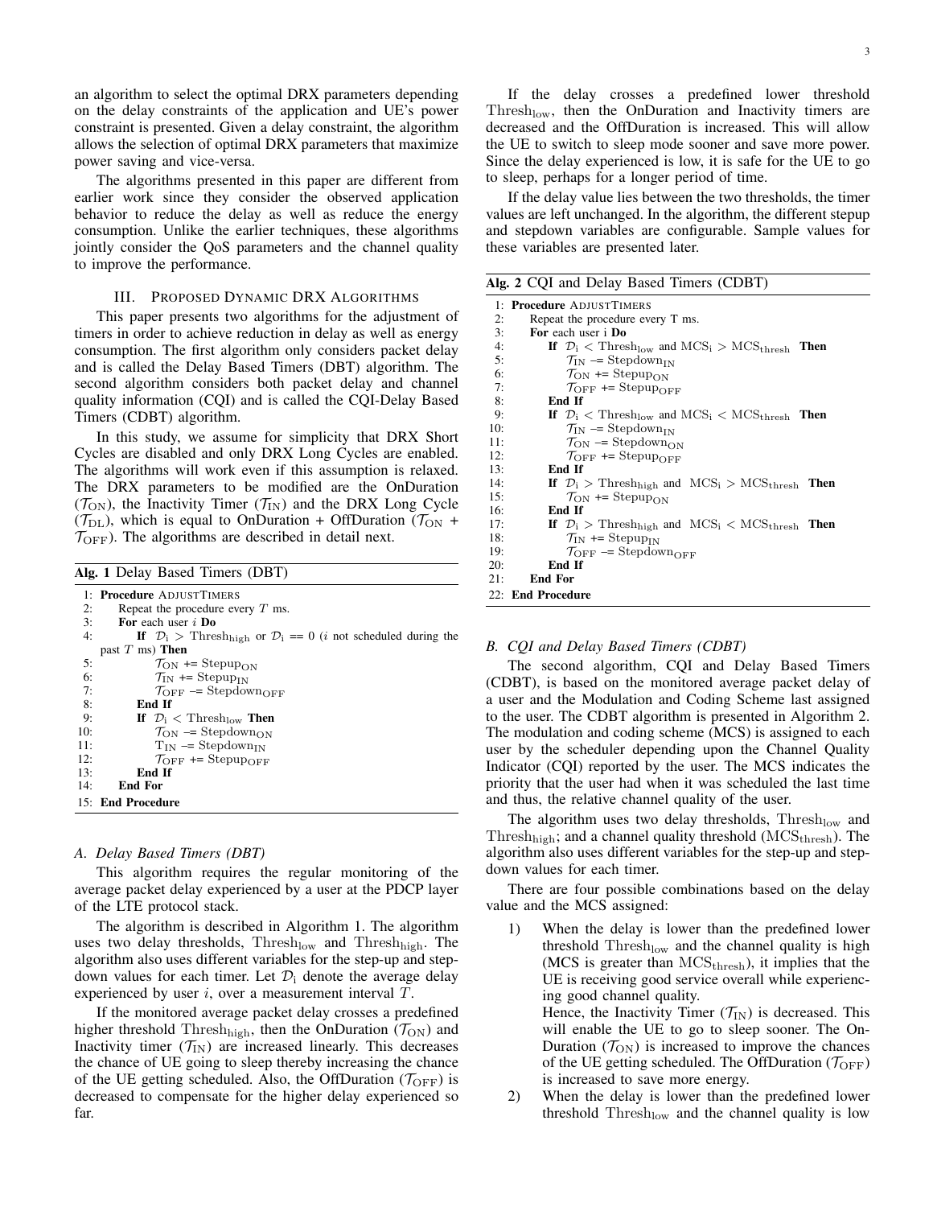an algorithm to select the optimal DRX parameters depending on the delay constraints of the application and UE's power constraint is presented. Given a delay constraint, the algorithm allows the selection of optimal DRX parameters that maximize power saving and vice-versa.

The algorithms presented in this paper are different from earlier work since they consider the observed application behavior to reduce the delay as well as reduce the energy consumption. Unlike the earlier techniques, these algorithms jointly consider the QoS parameters and the channel quality to improve the performance.

## III. Proposed Dynamic DRX Algorithms

This paper presents two algorithms for the adjustment of timers in order to achieve reduction in delay as well as energy consumption. The first algorithm only considers packet delay and is called the Delay Based Timers (DBT) algorithm. The second algorithm considers both packet delay and channel quality information (CQI) and is called the CQI-Delay Based Timers (CDBT) algorithm.

In this study, we assume for simplicity that DRX Short Cycles are disabled and only DRX Long Cycles are enabled. The algorithms will work even if this assumption is relaxed. The DRX parameters to be modified are the OnDuration ($\mathcal{T}_{\text{ON}}$), the Inactivity Timer ($\mathcal{T}_{\text{IN}}$) and the DRX Long Cycle ($\mathcal{T}_{\text{DL}}$), which is equal to OnDuration + OffDuration ($\mathcal{T}_{\text{ON}}$ + $\mathcal{T}_{\text{OFF}}$). The algorithms are described in detail next.

**Alg. 1** Delay Based Timers (DBT)

```
1:  Procedure ADJUSTTIMERS
2:      Repeat the procedure every T ms.
3:      For each user i Do
4:          If D_i > Thresh_high or D_i == 0 (i not scheduled during the past T ms) Then
5:              T_ON += Stepup_ON
6:              T_IN += Stepup_IN
7:              T_OFF -= Stepdown_OFF
8:          End If
9:          If D_i < Thresh_low Then
10:             T_ON -= Stepdown_ON
11:             T_IN -= Stepdown_IN
12:             T_OFF += Stepup_OFF
13:         End If
14:     End For
15: End Procedure
```

### A. Delay Based Timers (DBT)

This algorithm requires the regular monitoring of the average packet delay experienced by a user at the PDCP layer of the LTE protocol stack.

The algorithm is described in Algorithm 1. The algorithm uses two delay thresholds, $\text{Thresh}_{\text{low}}$ and $\text{Thresh}_{\text{high}}$. The algorithm also uses different variables for the step-up and step-down values for each timer. Let $\mathcal{D}_{\text{i}}$ denote the average delay experienced by user $i$, over a measurement interval $T$.

If the monitored average packet delay crosses a predefined higher threshold $\text{Thresh}_{\text{high}}$, then the OnDuration ($\mathcal{T}_{\text{ON}}$) and Inactivity timer ($\mathcal{T}_{\text{IN}}$) are increased linearly. This decreases the chance of UE going to sleep thereby increasing the chance of the UE getting scheduled. Also, the OffDuration ($\mathcal{T}_{\text{OFF}}$) is decreased to compensate for the higher delay experienced so far.

If the delay crosses a predefined lower threshold $\text{Thresh}_{\text{low}}$, then the OnDuration and Inactivity timers are decreased and the OffDuration is increased. This will allow the UE to switch to sleep mode sooner and save more power. Since the delay experienced is low, it is safe for the UE to go to sleep, perhaps for a longer period of time.

If the delay value lies between the two thresholds, the timer values are left unchanged. In the algorithm, the different stepup and stepdown variables are configurable. Sample values for these variables are presented later.

**Alg. 2** CQI and Delay Based Timers (CDBT)

```
1:  Procedure ADJUSTTIMERS
2:      Repeat the procedure every T ms.
3:      For each user i Do
4:          If D_i < Thresh_low and MCS_i > MCS_thresh Then
5:              T_IN -= Stepdown_IN
6:              T_ON += Stepup_ON
7:              T_OFF += Stepup_OFF
8:          End If
9:          If D_i < Thresh_low and MCS_i < MCS_thresh Then
10:             T_IN -= Stepdown_IN
11:             T_ON -= Stepdown_ON
12:             T_OFF += Stepup_OFF
13:         End If
14:         If D_i > Thresh_high and MCS_i > MCS_thresh Then
15:             T_ON += Stepup_ON
16:         End If
17:         If D_i > Thresh_high and MCS_i < MCS_thresh Then
18:             T_IN += Stepup_IN
19:             T_OFF -= Stepdown_OFF
20:         End If
21:     End For
22: End Procedure
```

### B. CQI and Delay Based Timers (CDBT)

The second algorithm, CQI and Delay Based Timers (CDBT), is based on the monitored average packet delay of a user and the Modulation and Coding Scheme last assigned to the user. The CDBT algorithm is presented in Algorithm 2. The modulation and coding scheme (MCS) is assigned to each user by the scheduler depending upon the Channel Quality Indicator (CQI) reported by the user. The MCS indicates the priority that the user had when it was scheduled the last time and thus, the relative channel quality of the user.

The algorithm uses two delay thresholds, $\text{Thresh}_{\text{low}}$ and $\text{Thresh}_{\text{high}}$; and a channel quality threshold ($\text{MCS}_{\text{thresh}}$). The algorithm also uses different variables for the step-up and step-down values for each timer.

There are four possible combinations based on the delay value and the MCS assigned:

1) When the delay is lower than the predefined lower threshold $\text{Thresh}_{\text{low}}$ and the channel quality is high (MCS is greater than $\text{MCS}_{\text{thresh}}$), it implies that the UE is receiving good service overall while experiencing good channel quality.
   Hence, the Inactivity Timer ($\mathcal{T}_{\text{IN}}$) is decreased. This will enable the UE to go to sleep sooner. The OnDuration ($\mathcal{T}_{\text{ON}}$) is increased to improve the chances of the UE getting scheduled. The OffDuration ($\mathcal{T}_{\text{OFF}}$) is increased to save more energy.
2) When the delay is lower than the predefined lower threshold $\text{Thresh}_{\text{low}}$ and the channel quality is low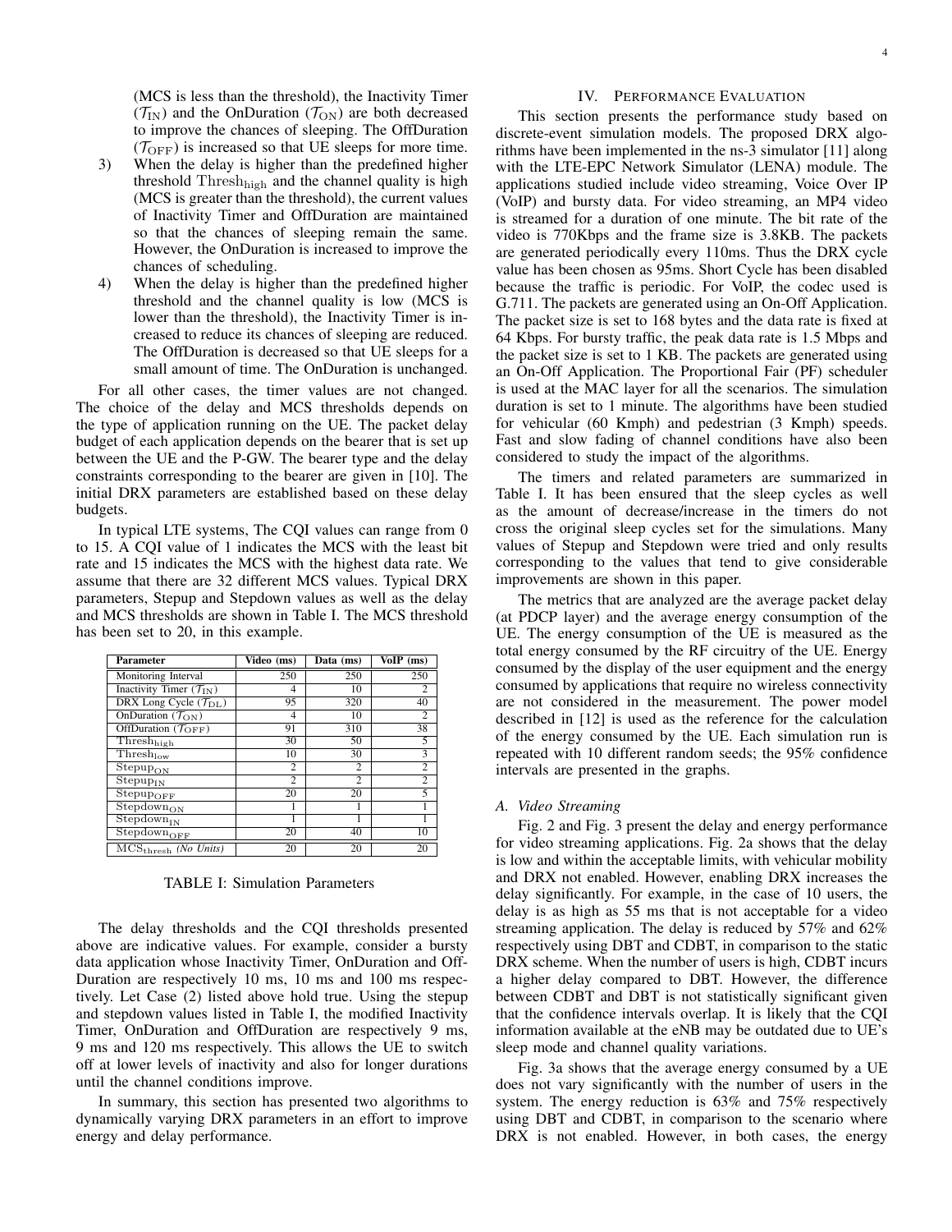(MCS is less than the threshold), the Inactivity Timer ($\mathcal{T}_{\mathrm{IN}}$) and the OnDuration ($\mathcal{T}_{\mathrm{ON}}$) are both decreased to improve the chances of sleeping. The OffDuration ($\mathcal{T}_{\mathrm{OFF}}$) is increased so that UE sleeps for more time.

3) When the delay is higher than the predefined higher threshold $\mathrm{Thresh_{high}}$ and the channel quality is high (MCS is greater than the threshold), the current values of Inactivity Timer and OffDuration are maintained so that the chances of sleeping remain the same. However, the OnDuration is increased to improve the chances of scheduling.
4) When the delay is higher than the predefined higher threshold and the channel quality is low (MCS is lower than the threshold), the Inactivity Timer is increased to reduce its chances of sleeping are reduced. The OffDuration is decreased so that UE sleeps for a small amount of time. The OnDuration is unchanged.

For all other cases, the timer values are not changed. The choice of the delay and MCS thresholds depends on the type of application running on the UE. The packet delay budget of each application depends on the bearer that is set up between the UE and the P-GW. The bearer type and the delay constraints corresponding to the bearer are given in [10]. The initial DRX parameters are established based on these delay budgets.

In typical LTE systems, The CQI values can range from 0 to 15. A CQI value of 1 indicates the MCS with the least bit rate and 15 indicates the MCS with the highest data rate. We assume that there are 32 different MCS values. Typical DRX parameters, Stepup and Stepdown values as well as the delay and MCS thresholds are shown in Table I. The MCS threshold has been set to 20, in this example.

| Parameter | Video (ms) | Data (ms) | VoIP (ms) |
|---|---|---|---|
| Monitoring Interval | 250 | 250 | 250 |
| Inactivity Timer ($\mathcal{T}_{\mathrm{IN}}$) | 4 | 10 | 2 |
| DRX Long Cycle ($\mathcal{T}_{\mathrm{DL}}$) | 95 | 320 | 40 |
| OnDuration ($\mathcal{T}_{\mathrm{ON}}$) | 4 | 10 | 2 |
| OffDuration ($\mathcal{T}_{\mathrm{OFF}}$) | 91 | 310 | 38 |
| $\mathrm{Thresh_{high}}$ | 30 | 50 | 5 |
| $\mathrm{Thresh_{low}}$ | 10 | 30 | 3 |
| $\mathrm{Stepup_{ON}}$ | 2 | 2 | 2 |
| $\mathrm{Stepup_{IN}}$ | 2 | 2 | 2 |
| $\mathrm{Stepup_{OFF}}$ | 20 | 20 | 5 |
| $\mathrm{Stepdown_{ON}}$ | 1 | 1 | 1 |
| $\mathrm{Stepdown_{IN}}$ | 1 | 1 | 1 |
| $\mathrm{Stepdown_{OFF}}$ | 20 | 40 | 10 |
| $\mathrm{MCS_{thresh}}$ *(No Units)* | 20 | 20 | 20 |

TABLE I: Simulation Parameters

The delay thresholds and the CQI thresholds presented above are indicative values. For example, consider a bursty data application whose Inactivity Timer, OnDuration and Off-Duration are respectively 10 ms, 10 ms and 100 ms respectively. Let Case (2) listed above hold true. Using the stepup and stepdown values listed in Table I, the modified Inactivity Timer, OnDuration and OffDuration are respectively 9 ms, 9 ms and 120 ms respectively. This allows the UE to switch off at lower levels of inactivity and also for longer durations until the channel conditions improve.

In summary, this section has presented two algorithms to dynamically varying DRX parameters in an effort to improve energy and delay performance.

## IV. Performance Evaluation

This section presents the performance study based on discrete-event simulation models. The proposed DRX algorithms have been implemented in the ns-3 simulator [11] along with the LTE-EPC Network Simulator (LENA) module. The applications studied include video streaming, Voice Over IP (VoIP) and bursty data. For video streaming, an MP4 video is streamed for a duration of one minute. The bit rate of the video is 770Kbps and the frame size is 3.8KB. The packets are generated periodically every 110ms. Thus the DRX cycle value has been chosen as 95ms. Short Cycle has been disabled because the traffic is periodic. For VoIP, the codec used is G.711. The packets are generated using an On-Off Application. The packet size is set to 168 bytes and the data rate is fixed at 64 Kbps. For bursty traffic, the peak data rate is 1.5 Mbps and the packet size is set to 1 KB. The packets are generated using an On-Off Application. The Proportional Fair (PF) scheduler is used at the MAC layer for all the scenarios. The simulation duration is set to 1 minute. The algorithms have been studied for vehicular (60 Kmph) and pedestrian (3 Kmph) speeds. Fast and slow fading of channel conditions have also been considered to study the impact of the algorithms.

The timers and related parameters are summarized in Table I. It has been ensured that the sleep cycles as well as the amount of decrease/increase in the timers do not cross the original sleep cycles set for the simulations. Many values of Stepup and Stepdown were tried and only results corresponding to the values that tend to give considerable improvements are shown in this paper.

The metrics that are analyzed are the average packet delay (at PDCP layer) and the average energy consumption of the UE. The energy consumption of the UE is measured as the total energy consumed by the RF circuitry of the UE. Energy consumed by the display of the user equipment and the energy consumed by applications that require no wireless connectivity are not considered in the measurement. The power model described in [12] is used as the reference for the calculation of the energy consumed by the UE. Each simulation run is repeated with 10 different random seeds; the 95% confidence intervals are presented in the graphs.

### A. Video Streaming

Fig. 2 and Fig. 3 present the delay and energy performance for video streaming applications. Fig. 2a shows that the delay is low and within the acceptable limits, with vehicular mobility and DRX not enabled. However, enabling DRX increases the delay significantly. For example, in the case of 10 users, the delay is as high as 55 ms that is not acceptable for a video streaming application. The delay is reduced by 57% and 62% respectively using DBT and CDBT, in comparison to the static DRX scheme. When the number of users is high, CDBT incurs a higher delay compared to DBT. However, the difference between CDBT and DBT is not statistically significant given that the confidence intervals overlap. It is likely that the CQI information available at the eNB may be outdated due to UE's sleep mode and channel quality variations.

Fig. 3a shows that the average energy consumed by a UE does not vary significantly with the number of users in the system. The energy reduction is 63% and 75% respectively using DBT and CDBT, in comparison to the scenario where DRX is not enabled. However, in both cases, the energy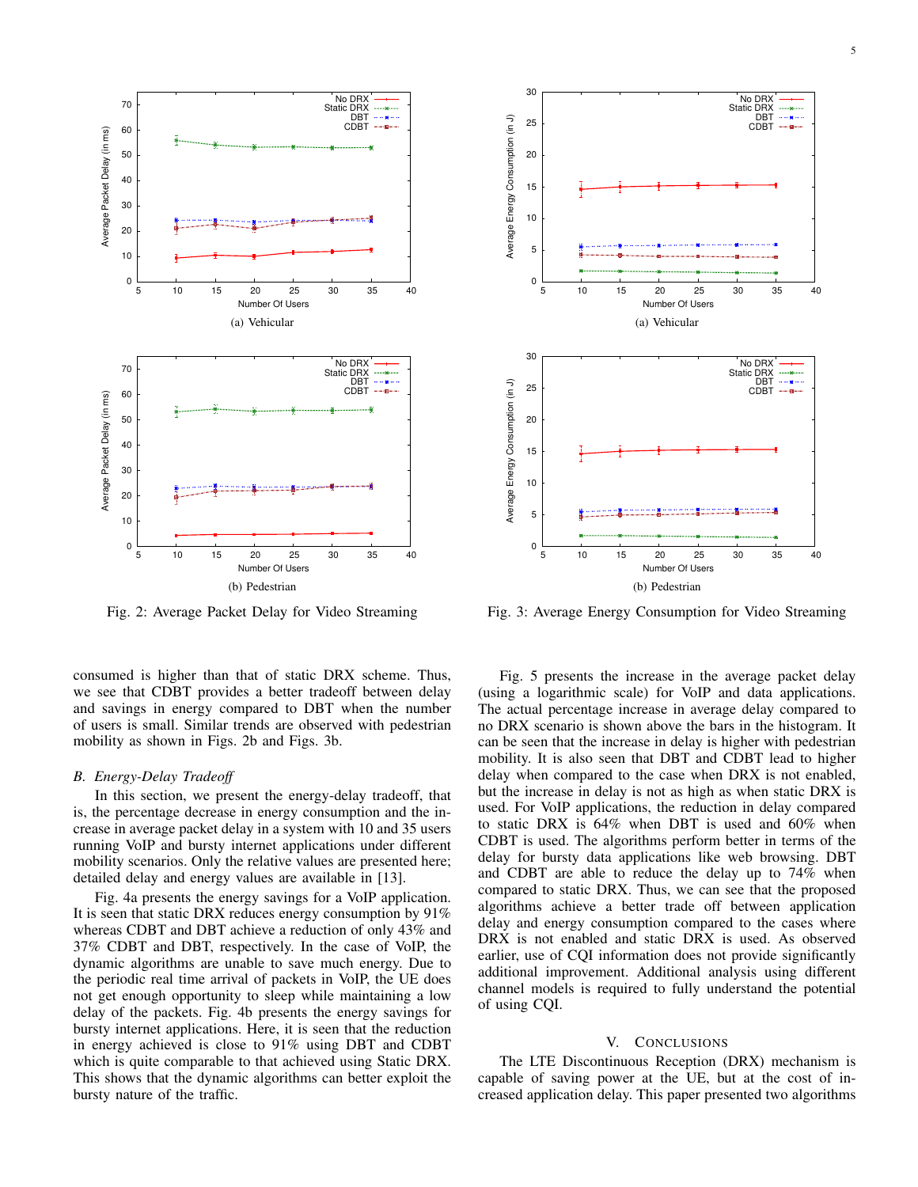Fig. 2: Average Packet Delay for Video Streaming

(a) Vehicular

(b) Pedestrian

Fig. 3: Average Energy Consumption for Video Streaming

(a) Vehicular

(b) Pedestrian

consumed is higher than that of static DRX scheme. Thus, we see that CDBT provides a better tradeoff between delay and savings in energy compared to DBT when the number of users is small. Similar trends are observed with pedestrian mobility as shown in Figs. 2b and Figs. 3b.

### *B. Energy-Delay Tradeoff*

In this section, we present the energy-delay tradeoff, that is, the percentage decrease in energy consumption and the increase in average packet delay in a system with 10 and 35 users running VoIP and bursty internet applications under different mobility scenarios. Only the relative values are presented here; detailed delay and energy values are available in [13].

Fig. 4a presents the energy savings for a VoIP application. It is seen that static DRX reduces energy consumption by 91% whereas CDBT and DBT achieve a reduction of only 43% and 37% CDBT and DBT, respectively. In the case of VoIP, the dynamic algorithms are unable to save much energy. Due to the periodic real time arrival of packets in VoIP, the UE does not get enough opportunity to sleep while maintaining a low delay of the packets. Fig. 4b presents the energy savings for bursty internet applications. Here, it is seen that the reduction in energy achieved is close to 91% using DBT and CDBT which is quite comparable to that achieved using Static DRX. This shows that the dynamic algorithms can better exploit the bursty nature of the traffic.

Fig. 5 presents the increase in the average packet delay (using a logarithmic scale) for VoIP and data applications. The actual percentage increase in average delay compared to no DRX scenario is shown above the bars in the histogram. It can be seen that the increase in delay is higher with pedestrian mobility. It is also seen that DBT and CDBT lead to higher delay when compared to the case when DRX is not enabled, but the increase in delay is not as high as when static DRX is used. For VoIP applications, the reduction in delay compared to static DRX is 64% when DBT is used and 60% when CDBT is used. The algorithms perform better in terms of the delay for bursty data applications like web browsing. DBT and CDBT are able to reduce the delay up to 74% when compared to static DRX. Thus, we can see that the proposed algorithms achieve a better trade off between application delay and energy consumption compared to the cases where DRX is not enabled and static DRX is used. As observed earlier, use of CQI information does not provide significantly additional improvement. Additional analysis using different channel models is required to fully understand the potential of using CQI.

## V. Conclusions

The LTE Discontinuous Reception (DRX) mechanism is capable of saving power at the UE, but at the cost of increased application delay. This paper presented two algorithms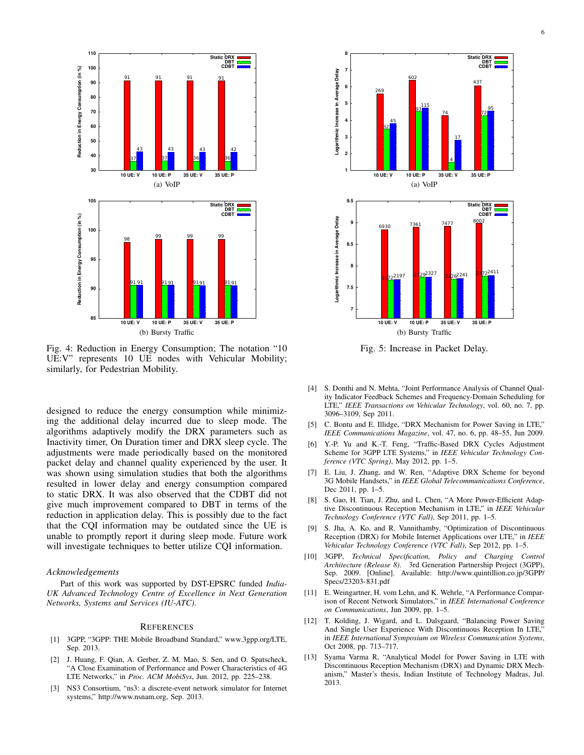Static DRX
DBT
CDBT

Reduction in Energy Consumption (in %)

91 37 43 | 91 37 43 | 91 36 43 | 91 36 42

10 UE: V | 10 UE: P | 35 UE: V | 35 UE: P

(a) VoIP

Static DRX
DBT
CDBT

Reduction in Energy Consumption (in %)

98 91 91 | 99 91 91 | 99 91 91 | 99 91 91

10 UE: V | 10 UE: P | 35 UE: V | 35 UE: P

(b) Bursty Traffic

Fig. 4: Reduction in Energy Consumption; The notation "10 UE:V" represents 10 UE nodes with Vehicular Mobility; similarly, for Pedestrian Mobility.

Static DRX
DBT
CDBT

Logarithmic Increase in Average Delay

269 32 45 | 602 93 115 | 74 4 17 | 437 72 95

10 UE: V | 10 UE: P | 35 UE: V | 35 UE: P

(a) VoIP

Static DRX
DBT
CDBT

Logarithmic Increase in Average Delay

6930 2172 2197 | 7361 2329 2327 | 7477 2226 2241 | 8002 2372 2411

10 UE: V | 10 UE: P | 35 UE: V | 35 UE: P

(b) Bursty Traffic

Fig. 5: Increase in Packet Delay.

designed to reduce the energy consumption while minimizing the additional delay incurred due to sleep mode. The algorithms adaptively modify the DRX parameters such as Inactivity timer, On Duration timer and DRX sleep cycle. The adjustments were made periodically based on the monitored packet delay and channel quality experienced by the user. It was shown using simulation studies that both the algorithms resulted in lower delay and energy consumption compared to static DRX. It was also observed that the CDBT did not give much improvement compared to DBT in terms of the reduction in application delay. This is possibly due to the fact that the CQI information may be outdated since the UE is unable to promptly report it during sleep mode. Future work will investigate techniques to better utilize CQI information.

### *Acknowledgements*

Part of this work was supported by DST-EPSRC funded *India-UK Advanced Technology Centre of Excellence in Next Generation Networks, Systems and Services (IU-ATC)*.

## References

[1] 3GPP, "3GPP: THE Mobile Broadband Standard," www.3gpp.org/LTE, Sep. 2013.

[2] J. Huang, F. Qian, A. Gerber, Z. M. Mao, S. Sen, and O. Spatscheck, "A Close Examination of Performance and Power Characteristics of 4G LTE Networks," in *Proc. ACM MobiSys*, Jun. 2012, pp. 225–238.

[3] NS3 Consortium, "ns3: a discrete-event network simulator for Internet systems," http://www.nsnam.org, Sep. 2013.

[4] S. Donthi and N. Mehta, "Joint Performance Analysis of Channel Quality Indicator Feedback Schemes and Frequency-Domain Scheduling for LTE," *IEEE Transactions on Vehicular Technology*, vol. 60, no. 7, pp. 3096–3109, Sep 2011.

[5] C. Bontu and E. Illidge, "DRX Mechanism for Power Saving in LTE," *IEEE Communications Magazine*, vol. 47, no. 6, pp. 48–55, Jun 2009.

[6] Y.-P. Yu and K.-T. Feng, "Traffic-Based DRX Cycles Adjustment Scheme for 3GPP LTE Systems," in *IEEE Vehicular Technology Conference (VTC Spring)*, May 2012, pp. 1–5.

[7] E. Liu, J. Zhang, and W. Ren, "Adaptive DRX Scheme for beyond 3G Mobile Handsets," in *IEEE Global Telecommunications Conference*, Dec 2011, pp. 1–5.

[8] S. Gao, H. Tian, J. Zhu, and L. Chen, "A More Power-Efficient Adaptive Discontinuous Reception Mechanism in LTE," in *IEEE Vehicular Technology Conference (VTC Fall)*, Sep 2011, pp. 1–5.

[9] S. Jha, A. Ko, and R. Vannithamby, "Optimization of Discontinuous Reception (DRX) for Mobile Internet Applications over LTE," in *IEEE Vehicular Technology Conference (VTC Fall)*, Sep 2012, pp. 1–5.

[10] 3GPP, *Technical Specification, Policy and Charging Control Architecture (Release 8)*. 3rd Generation Partnership Project (3GPP), Sep. 2009. [Online]. Available: http://www.quintillion.co.jp/3GPP/Specs/23203-831.pdf

[11] E. Weingartner, H. vom Lehn, and K. Wehrle, "A Performance Comparison of Recent Network Simulators," in *IEEE International Conference on Communications*, Jun 2009, pp. 1–5.

[12] T. Kolding, J. Wigard, and L. Dalsgaard, "Balancing Power Saving And Single User Experience With Discontinuous Reception In LTE," in *IEEE International Symposium on Wireless Communication Systems*, Oct 2008, pp. 713–717.

[13] Syama Varma R, "Analytical Model for Power Saving in LTE with Discontinuous Reception Mechanism (DRX) and Dynamic DRX Mechanism," Master's thesis, Indian Institute of Technology Madras, Jul. 2013.